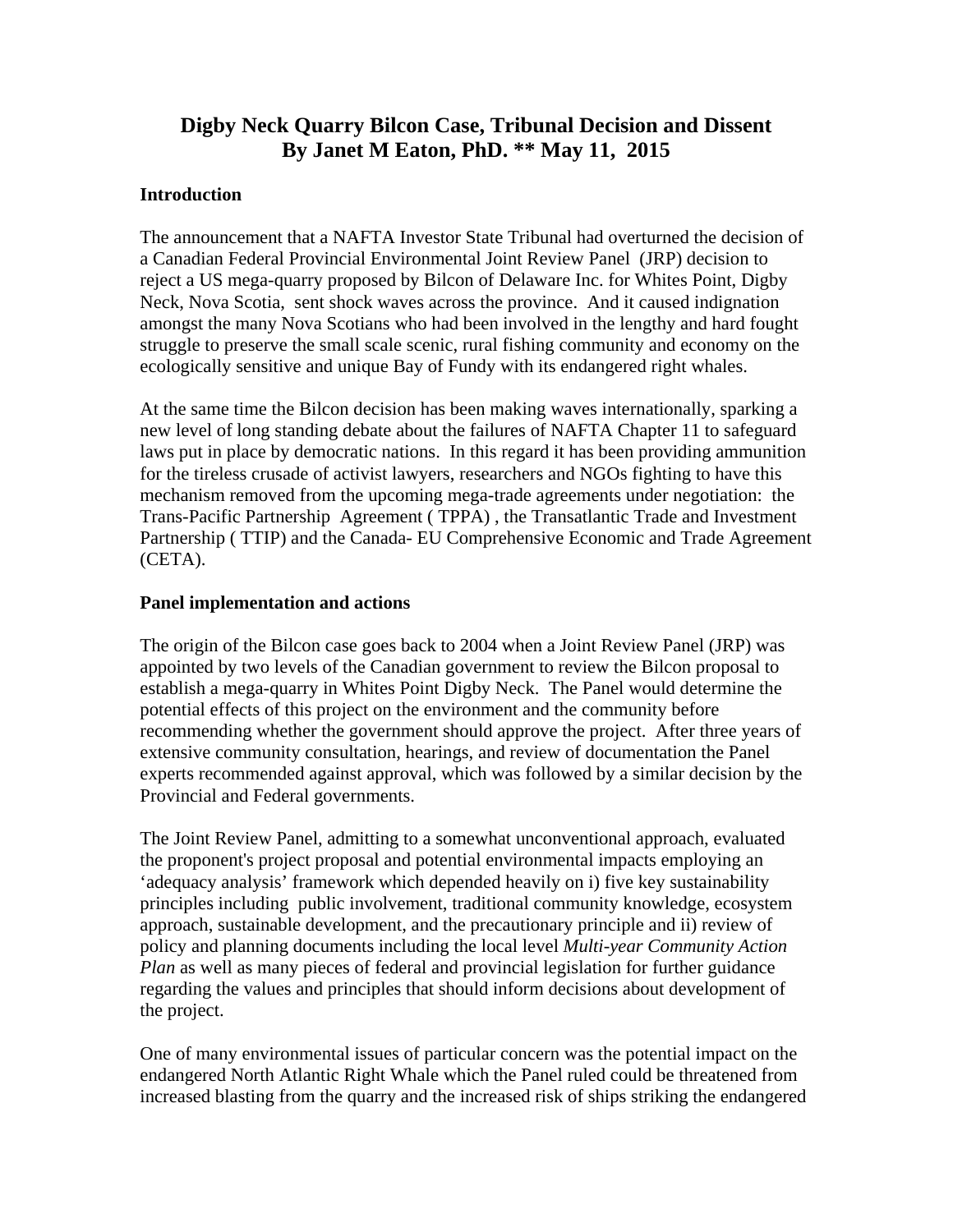# Digby Neck Quarry Bilcon Case, Tribunal Decision and Dissent
## By Janet M Eaton, PhD. ** May 11, 2015

### Introduction

The announcement that a NAFTA Investor State Tribunal had overturned the decision of a Canadian Federal Provincial Environmental Joint Review Panel (JRP) decision to reject a US mega-quarry proposed by Bilcon of Delaware Inc. for Whites Point, Digby Neck, Nova Scotia, sent shock waves across the province. And it caused indignation amongst the many Nova Scotians who had been involved in the lengthy and hard fought struggle to preserve the small scale scenic, rural fishing community and economy on the ecologically sensitive and unique Bay of Fundy with its endangered right whales.

At the same time the Bilcon decision has been making waves internationally, sparking a new level of long standing debate about the failures of NAFTA Chapter 11 to safeguard laws put in place by democratic nations. In this regard it has been providing ammunition for the tireless crusade of activist lawyers, researchers and NGOs fighting to have this mechanism removed from the upcoming mega-trade agreements under negotiation: the Trans-Pacific Partnership Agreement ( TPPA) , the Transatlantic Trade and Investment Partnership ( TTIP) and the Canada- EU Comprehensive Economic and Trade Agreement (CETA).

### Panel implementation and actions

The origin of the Bilcon case goes back to 2004 when a Joint Review Panel (JRP) was appointed by two levels of the Canadian government to review the Bilcon proposal to establish a mega-quarry in Whites Point Digby Neck. The Panel would determine the potential effects of this project on the environment and the community before recommending whether the government should approve the project. After three years of extensive community consultation, hearings, and review of documentation the Panel experts recommended against approval, which was followed by a similar decision by the Provincial and Federal governments.

The Joint Review Panel, admitting to a somewhat unconventional approach, evaluated the proponent's project proposal and potential environmental impacts employing an 'adequacy analysis' framework which depended heavily on i) five key sustainability principles including public involvement, traditional community knowledge, ecosystem approach, sustainable development, and the precautionary principle and ii) review of policy and planning documents including the local level *Multi-year Community Action Plan* as well as many pieces of federal and provincial legislation for further guidance regarding the values and principles that should inform decisions about development of the project.

One of many environmental issues of particular concern was the potential impact on the endangered North Atlantic Right Whale which the Panel ruled could be threatened from increased blasting from the quarry and the increased risk of ships striking the endangered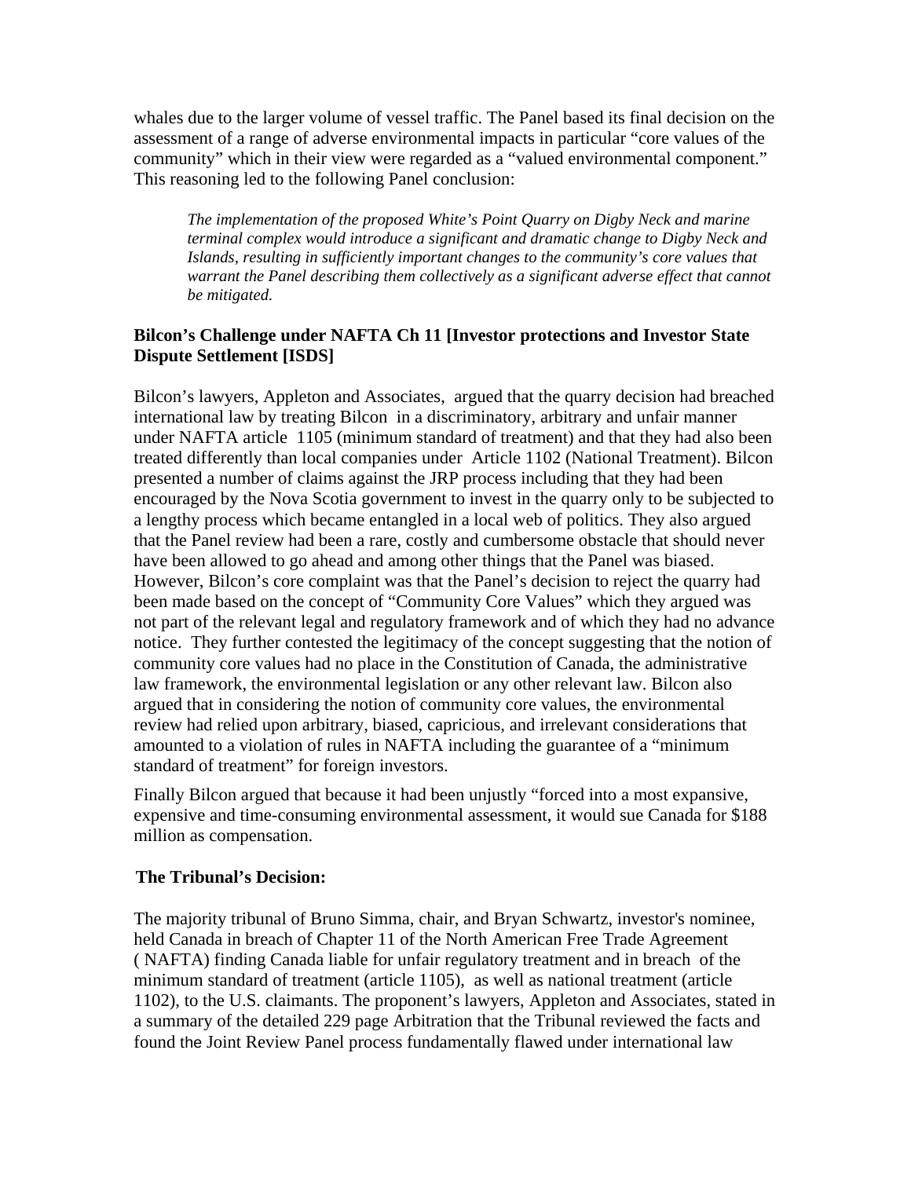whales due to the larger volume of vessel traffic. The Panel based its final decision on the assessment of a range of adverse environmental impacts in particular "core values of the community" which in their view were regarded as a "valued environmental component." This reasoning led to the following Panel conclusion:

> *The implementation of the proposed White's Point Quarry on Digby Neck and marine terminal complex would introduce a significant and dramatic change to Digby Neck and Islands, resulting in sufficiently important changes to the community's core values that warrant the Panel describing them collectively as a significant adverse effect that cannot be mitigated.*

### Bilcon's Challenge under NAFTA Ch 11 [Investor protections and Investor State Dispute Settlement [ISDS]

Bilcon's lawyers, Appleton and Associates, argued that the quarry decision had breached international law by treating Bilcon in a discriminatory, arbitrary and unfair manner under NAFTA article 1105 (minimum standard of treatment) and that they had also been treated differently than local companies under Article 1102 (National Treatment). Bilcon presented a number of claims against the JRP process including that they had been encouraged by the Nova Scotia government to invest in the quarry only to be subjected to a lengthy process which became entangled in a local web of politics. They also argued that the Panel review had been a rare, costly and cumbersome obstacle that should never have been allowed to go ahead and among other things that the Panel was biased. However, Bilcon's core complaint was that the Panel's decision to reject the quarry had been made based on the concept of "Community Core Values" which they argued was not part of the relevant legal and regulatory framework and of which they had no advance notice. They further contested the legitimacy of the concept suggesting that the notion of community core values had no place in the Constitution of Canada, the administrative law framework, the environmental legislation or any other relevant law. Bilcon also argued that in considering the notion of community core values, the environmental review had relied upon arbitrary, biased, capricious, and irrelevant considerations that amounted to a violation of rules in NAFTA including the guarantee of a "minimum standard of treatment" for foreign investors.

Finally Bilcon argued that because it had been unjustly "forced into a most expansive, expensive and time-consuming environmental assessment, it would sue Canada for $188 million as compensation.

### The Tribunal's Decision:

The majority tribunal of Bruno Simma, chair, and Bryan Schwartz, investor's nominee, held Canada in breach of Chapter 11 of the North American Free Trade Agreement ( NAFTA) finding Canada liable for unfair regulatory treatment and in breach of the minimum standard of treatment (article 1105), as well as national treatment (article 1102), to the U.S. claimants. The proponent's lawyers, Appleton and Associates, stated in a summary of the detailed 229 page Arbitration that the Tribunal reviewed the facts and found the Joint Review Panel process fundamentally flawed under international law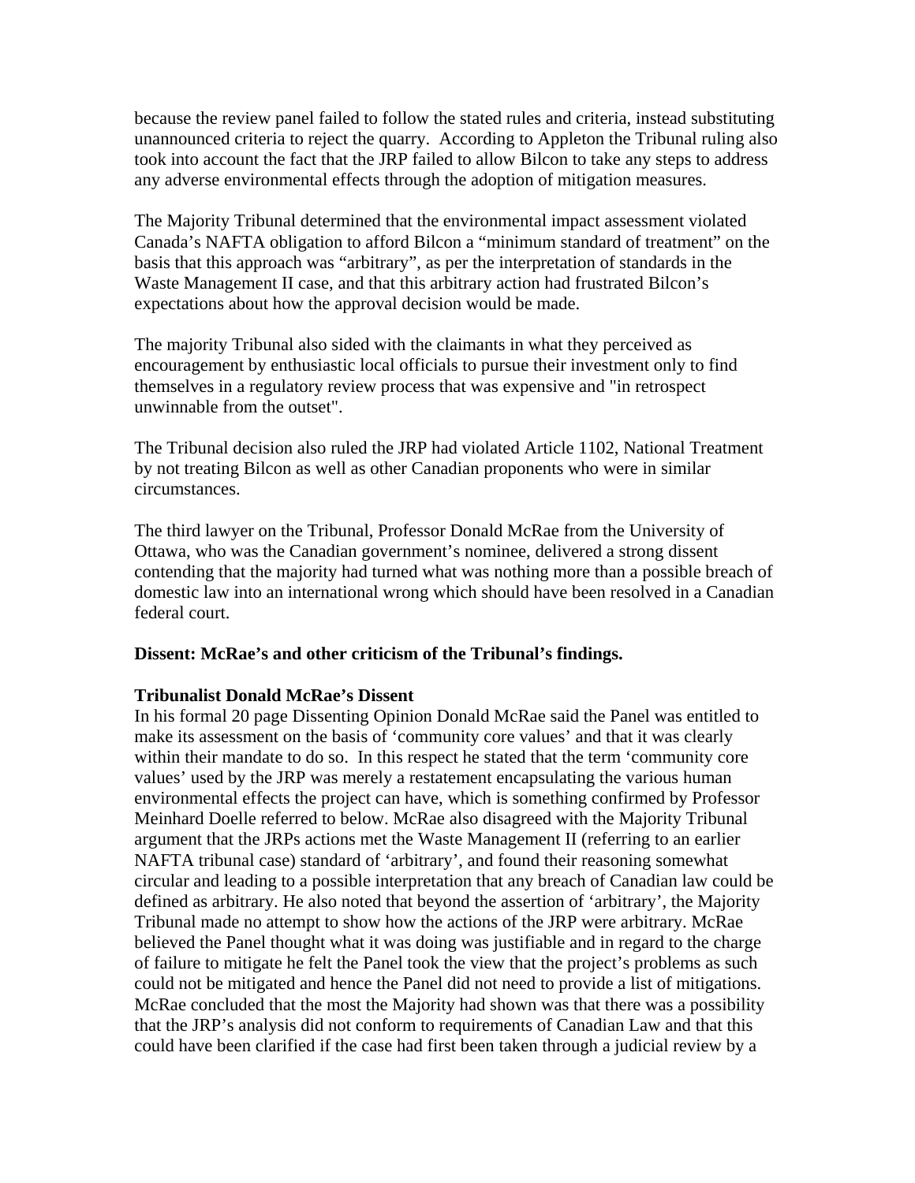because the review panel failed to follow the stated rules and criteria, instead substituting unannounced criteria to reject the quarry. According to Appleton the Tribunal ruling also took into account the fact that the JRP failed to allow Bilcon to take any steps to address any adverse environmental effects through the adoption of mitigation measures.

The Majority Tribunal determined that the environmental impact assessment violated Canada's NAFTA obligation to afford Bilcon a "minimum standard of treatment" on the basis that this approach was "arbitrary", as per the interpretation of standards in the Waste Management II case, and that this arbitrary action had frustrated Bilcon's expectations about how the approval decision would be made.

The majority Tribunal also sided with the claimants in what they perceived as encouragement by enthusiastic local officials to pursue their investment only to find themselves in a regulatory review process that was expensive and "in retrospect unwinnable from the outset".

The Tribunal decision also ruled the JRP had violated Article 1102, National Treatment by not treating Bilcon as well as other Canadian proponents who were in similar circumstances.

The third lawyer on the Tribunal, Professor Donald McRae from the University of Ottawa, who was the Canadian government's nominee, delivered a strong dissent contending that the majority had turned what was nothing more than a possible breach of domestic law into an international wrong which should have been resolved in a Canadian federal court.

**Dissent: McRae's and other criticism of the Tribunal's findings.**

**Tribunalist Donald McRae's Dissent**

In his formal 20 page Dissenting Opinion Donald McRae said the Panel was entitled to make its assessment on the basis of 'community core values' and that it was clearly within their mandate to do so. In this respect he stated that the term 'community core values' used by the JRP was merely a restatement encapsulating the various human environmental effects the project can have, which is something confirmed by Professor Meinhard Doelle referred to below. McRae also disagreed with the Majority Tribunal argument that the JRPs actions met the Waste Management II (referring to an earlier NAFTA tribunal case) standard of 'arbitrary', and found their reasoning somewhat circular and leading to a possible interpretation that any breach of Canadian law could be defined as arbitrary. He also noted that beyond the assertion of 'arbitrary', the Majority Tribunal made no attempt to show how the actions of the JRP were arbitrary. McRae believed the Panel thought what it was doing was justifiable and in regard to the charge of failure to mitigate he felt the Panel took the view that the project's problems as such could not be mitigated and hence the Panel did not need to provide a list of mitigations. McRae concluded that the most the Majority had shown was that there was a possibility that the JRP's analysis did not conform to requirements of Canadian Law and that this could have been clarified if the case had first been taken through a judicial review by a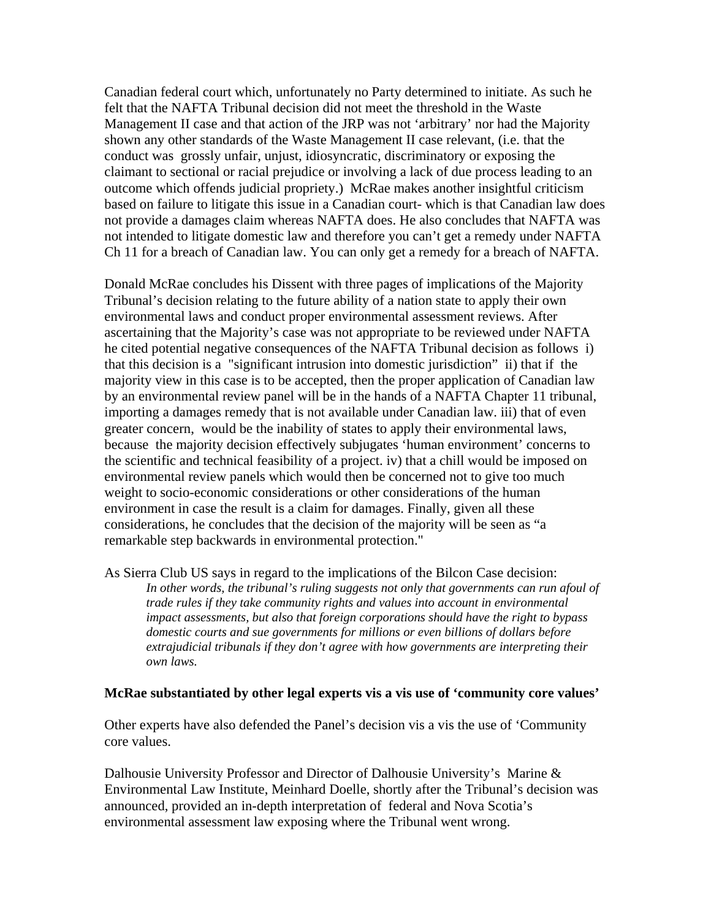Canadian federal court which, unfortunately no Party determined to initiate. As such he felt that the NAFTA Tribunal decision did not meet the threshold in the Waste Management II case and that action of the JRP was not 'arbitrary' nor had the Majority shown any other standards of the Waste Management II case relevant, (i.e. that the conduct was grossly unfair, unjust, idiosyncratic, discriminatory or exposing the claimant to sectional or racial prejudice or involving a lack of due process leading to an outcome which offends judicial propriety.) McRae makes another insightful criticism based on failure to litigate this issue in a Canadian court- which is that Canadian law does not provide a damages claim whereas NAFTA does. He also concludes that NAFTA was not intended to litigate domestic law and therefore you can't get a remedy under NAFTA Ch 11 for a breach of Canadian law. You can only get a remedy for a breach of NAFTA.

Donald McRae concludes his Dissent with three pages of implications of the Majority Tribunal's decision relating to the future ability of a nation state to apply their own environmental laws and conduct proper environmental assessment reviews. After ascertaining that the Majority's case was not appropriate to be reviewed under NAFTA he cited potential negative consequences of the NAFTA Tribunal decision as follows i) that this decision is a "significant intrusion into domestic jurisdiction" ii) that if the majority view in this case is to be accepted, then the proper application of Canadian law by an environmental review panel will be in the hands of a NAFTA Chapter 11 tribunal, importing a damages remedy that is not available under Canadian law. iii) that of even greater concern, would be the inability of states to apply their environmental laws, because the majority decision effectively subjugates 'human environment' concerns to the scientific and technical feasibility of a project. iv) that a chill would be imposed on environmental review panels which would then be concerned not to give too much weight to socio-economic considerations or other considerations of the human environment in case the result is a claim for damages. Finally, given all these considerations, he concludes that the decision of the majority will be seen as "a remarkable step backwards in environmental protection."

As Sierra Club US says in regard to the implications of the Bilcon Case decision:

> *In other words, the tribunal's ruling suggests not only that governments can run afoul of trade rules if they take community rights and values into account in environmental impact assessments, but also that foreign corporations should have the right to bypass domestic courts and sue governments for millions or even billions of dollars before extrajudicial tribunals if they don't agree with how governments are interpreting their own laws.*

**McRae substantiated by other legal experts vis a vis use of 'community core values'**

Other experts have also defended the Panel's decision vis a vis the use of 'Community core values.

Dalhousie University Professor and Director of Dalhousie University's Marine & Environmental Law Institute, Meinhard Doelle, shortly after the Tribunal's decision was announced, provided an in-depth interpretation of federal and Nova Scotia's environmental assessment law exposing where the Tribunal went wrong.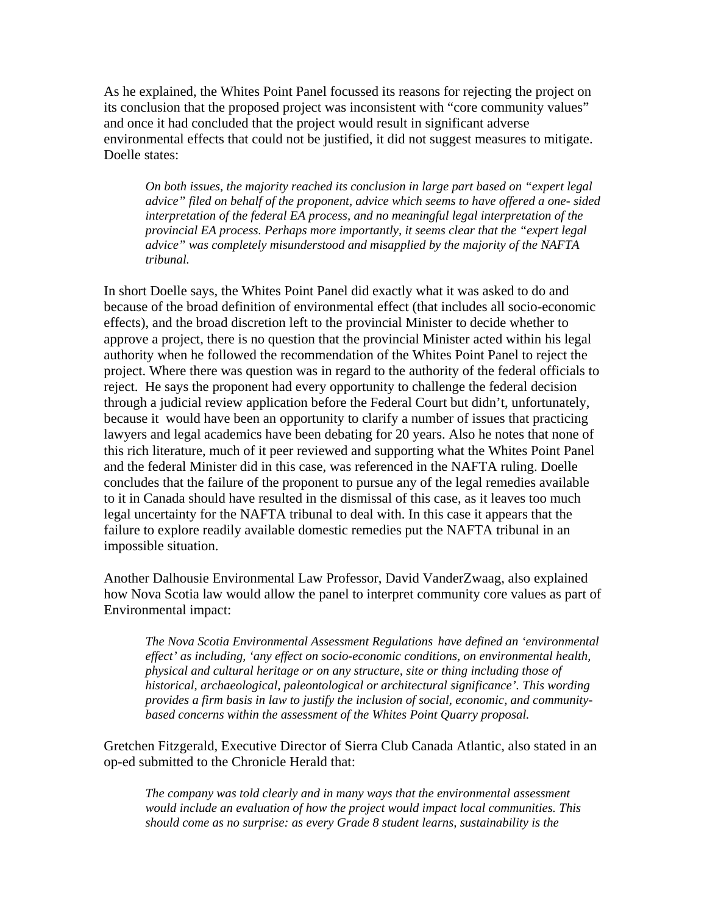As he explained, the Whites Point Panel focussed its reasons for rejecting the project on its conclusion that the proposed project was inconsistent with "core community values" and once it had concluded that the project would result in significant adverse environmental effects that could not be justified, it did not suggest measures to mitigate. Doelle states:

> *On both issues, the majority reached its conclusion in large part based on "expert legal advice" filed on behalf of the proponent, advice which seems to have offered a one- sided interpretation of the federal EA process, and no meaningful legal interpretation of the provincial EA process. Perhaps more importantly, it seems clear that the "expert legal advice" was completely misunderstood and misapplied by the majority of the NAFTA tribunal.*

In short Doelle says, the Whites Point Panel did exactly what it was asked to do and because of the broad definition of environmental effect (that includes all socio-economic effects), and the broad discretion left to the provincial Minister to decide whether to approve a project, there is no question that the provincial Minister acted within his legal authority when he followed the recommendation of the Whites Point Panel to reject the project. Where there was question was in regard to the authority of the federal officials to reject. He says the proponent had every opportunity to challenge the federal decision through a judicial review application before the Federal Court but didn't, unfortunately, because it would have been an opportunity to clarify a number of issues that practicing lawyers and legal academics have been debating for 20 years. Also he notes that none of this rich literature, much of it peer reviewed and supporting what the Whites Point Panel and the federal Minister did in this case, was referenced in the NAFTA ruling. Doelle concludes that the failure of the proponent to pursue any of the legal remedies available to it in Canada should have resulted in the dismissal of this case, as it leaves too much legal uncertainty for the NAFTA tribunal to deal with. In this case it appears that the failure to explore readily available domestic remedies put the NAFTA tribunal in an impossible situation.

Another Dalhousie Environmental Law Professor, David VanderZwaag, also explained how Nova Scotia law would allow the panel to interpret community core values as part of Environmental impact:

> *The Nova Scotia Environmental Assessment Regulations have defined an 'environmental effect' as including, 'any effect on socio-economic conditions, on environmental health, physical and cultural heritage or on any structure, site or thing including those of historical, archaeological, paleontological or architectural significance'. This wording provides a firm basis in law to justify the inclusion of social, economic, and community-based concerns within the assessment of the Whites Point Quarry proposal.*

Gretchen Fitzgerald, Executive Director of Sierra Club Canada Atlantic, also stated in an op-ed submitted to the Chronicle Herald that:

> *The company was told clearly and in many ways that the environmental assessment would include an evaluation of how the project would impact local communities. This should come as no surprise: as every Grade 8 student learns, sustainability is the*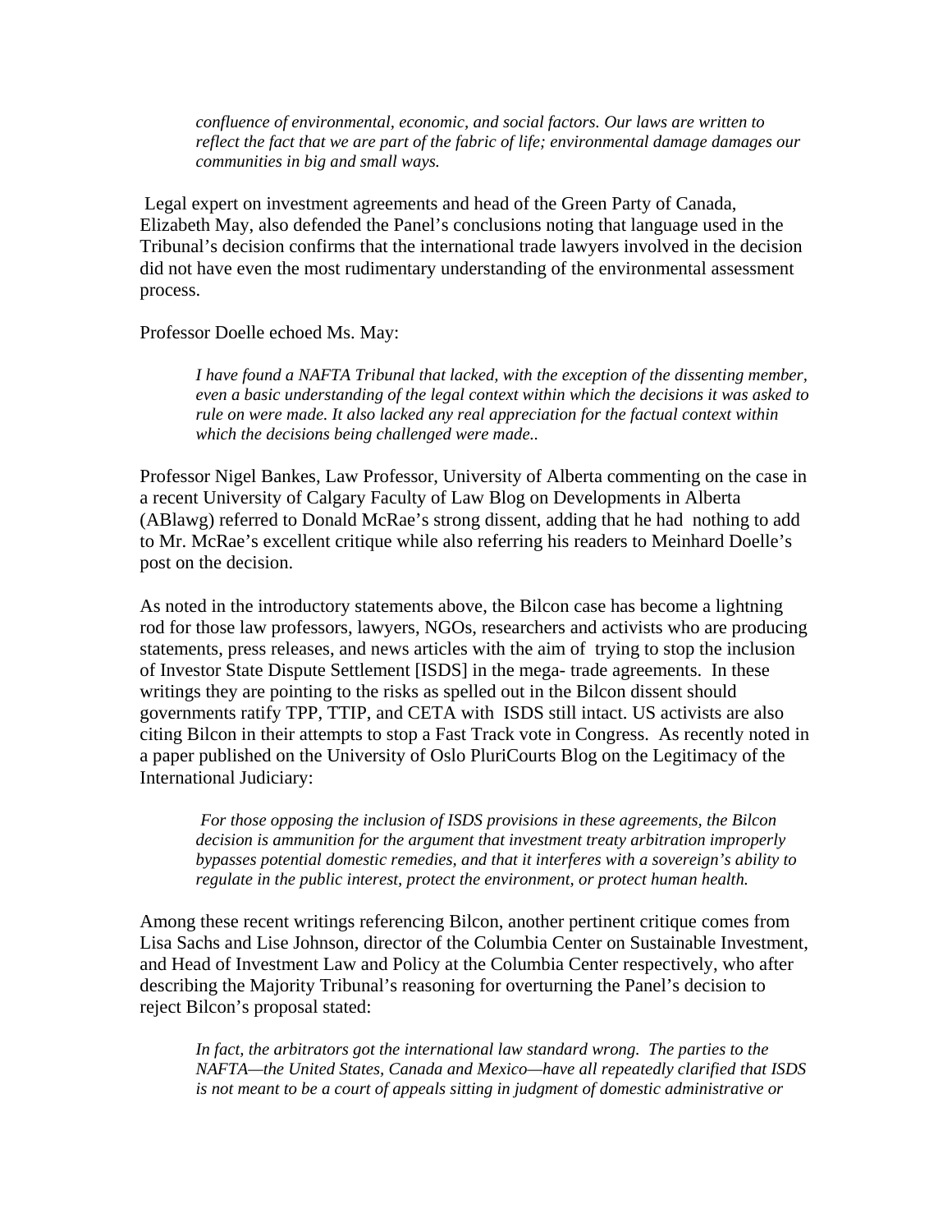> *confluence of environmental, economic, and social factors. Our laws are written to reflect the fact that we are part of the fabric of life; environmental damage damages our communities in big and small ways.*

Legal expert on investment agreements and head of the Green Party of Canada, Elizabeth May, also defended the Panel's conclusions noting that language used in the Tribunal's decision confirms that the international trade lawyers involved in the decision did not have even the most rudimentary understanding of the environmental assessment process.

Professor Doelle echoed Ms. May:

> *I have found a NAFTA Tribunal that lacked, with the exception of the dissenting member, even a basic understanding of the legal context within which the decisions it was asked to rule on were made. It also lacked any real appreciation for the factual context within which the decisions being challenged were made..*

Professor Nigel Bankes, Law Professor, University of Alberta commenting on the case in a recent University of Calgary Faculty of Law Blog on Developments in Alberta (ABlawg) referred to Donald McRae's strong dissent, adding that he had nothing to add to Mr. McRae's excellent critique while also referring his readers to Meinhard Doelle's post on the decision.

As noted in the introductory statements above, the Bilcon case has become a lightning rod for those law professors, lawyers, NGOs, researchers and activists who are producing statements, press releases, and news articles with the aim of trying to stop the inclusion of Investor State Dispute Settlement [ISDS] in the mega- trade agreements. In these writings they are pointing to the risks as spelled out in the Bilcon dissent should governments ratify TPP, TTIP, and CETA with ISDS still intact. US activists are also citing Bilcon in their attempts to stop a Fast Track vote in Congress. As recently noted in a paper published on the University of Oslo PluriCourts Blog on the Legitimacy of the International Judiciary:

> *For those opposing the inclusion of ISDS provisions in these agreements, the Bilcon decision is ammunition for the argument that investment treaty arbitration improperly bypasses potential domestic remedies, and that it interferes with a sovereign's ability to regulate in the public interest, protect the environment, or protect human health.*

Among these recent writings referencing Bilcon, another pertinent critique comes from Lisa Sachs and Lise Johnson, director of the Columbia Center on Sustainable Investment, and Head of Investment Law and Policy at the Columbia Center respectively, who after describing the Majority Tribunal's reasoning for overturning the Panel's decision to reject Bilcon's proposal stated:

> *In fact, the arbitrators got the international law standard wrong. The parties to the NAFTA—the United States, Canada and Mexico—have all repeatedly clarified that ISDS is not meant to be a court of appeals sitting in judgment of domestic administrative or*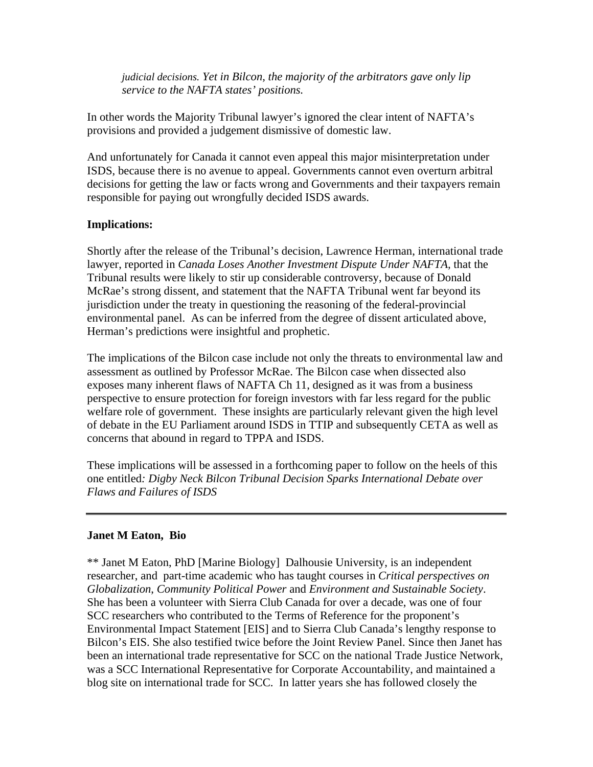> *judicial decisions. Yet in Bilcon, the majority of the arbitrators gave only lip service to the NAFTA states' positions.*

In other words the Majority Tribunal lawyer's ignored the clear intent of NAFTA's provisions and provided a judgement dismissive of domestic law.

And unfortunately for Canada it cannot even appeal this major misinterpretation under ISDS, because there is no avenue to appeal. Governments cannot even overturn arbitral decisions for getting the law or facts wrong and Governments and their taxpayers remain responsible for paying out wrongfully decided ISDS awards.

**Implications:**

Shortly after the release of the Tribunal's decision, Lawrence Herman, international trade lawyer, reported in *Canada Loses Another Investment Dispute Under NAFTA*, that the Tribunal results were likely to stir up considerable controversy, because of Donald McRae's strong dissent, and statement that the NAFTA Tribunal went far beyond its jurisdiction under the treaty in questioning the reasoning of the federal-provincial environmental panel. As can be inferred from the degree of dissent articulated above, Herman's predictions were insightful and prophetic.

The implications of the Bilcon case include not only the threats to environmental law and assessment as outlined by Professor McRae. The Bilcon case when dissected also exposes many inherent flaws of NAFTA Ch 11, designed as it was from a business perspective to ensure protection for foreign investors with far less regard for the public welfare role of government. These insights are particularly relevant given the high level of debate in the EU Parliament around ISDS in TTIP and subsequently CETA as well as concerns that abound in regard to TPPA and ISDS.

These implications will be assessed in a forthcoming paper to follow on the heels of this one entitled*: Digby Neck Bilcon Tribunal Decision Sparks International Debate over Flaws and Failures of ISDS*

---

**Janet M Eaton, Bio**

** Janet M Eaton, PhD [Marine Biology] Dalhousie University, is an independent researcher, and part-time academic who has taught courses in *Critical perspectives on Globalization*, *Community Political Power* and *Environment and Sustainable Society*. She has been a volunteer with Sierra Club Canada for over a decade, was one of four SCC researchers who contributed to the Terms of Reference for the proponent's Environmental Impact Statement [EIS] and to Sierra Club Canada's lengthy response to Bilcon's EIS. She also testified twice before the Joint Review Panel. Since then Janet has been an international trade representative for SCC on the national Trade Justice Network, was a SCC International Representative for Corporate Accountability, and maintained a blog site on international trade for SCC. In latter years she has followed closely the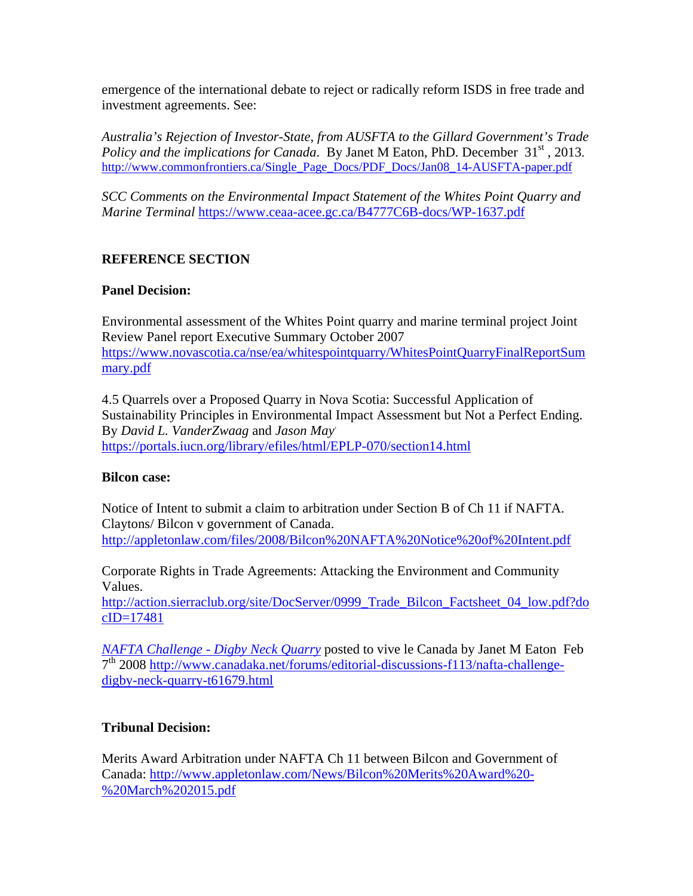emergence of the international debate to reject or radically reform ISDS in free trade and investment agreements. See:

*Australia's Rejection of Investor-State, from AUSFTA to the Gillard Government's Trade Policy and the implications for Canada*. By Janet M Eaton, PhD. December 31st , 2013. http://www.commonfrontiers.ca/Single_Page_Docs/PDF_Docs/Jan08_14-AUSFTA-paper.pdf

*SCC Comments on the Environmental Impact Statement of the Whites Point Quarry and Marine Terminal* https://www.ceaa-acee.gc.ca/B4777C6B-docs/WP-1637.pdf

## REFERENCE SECTION

### Panel Decision:

Environmental assessment of the Whites Point quarry and marine terminal project Joint Review Panel report Executive Summary October 2007
https://www.novascotia.ca/nse/ea/whitespointquarry/WhitesPointQuarryFinalReportSummary.pdf

4.5 Quarrels over a Proposed Quarry in Nova Scotia: Successful Application of Sustainability Principles in Environmental Impact Assessment but Not a Perfect Ending. By *David L. VanderZwaag* and *Jason May*
https://portals.iucn.org/library/efiles/html/EPLP-070/section14.html

### Bilcon case:

Notice of Intent to submit a claim to arbitration under Section B of Ch 11 if NAFTA. Claytons/ Bilcon v government of Canada.
http://appletonlaw.com/files/2008/Bilcon%20NAFTA%20Notice%20of%20Intent.pdf

Corporate Rights in Trade Agreements: Attacking the Environment and Community Values.
http://action.sierraclub.org/site/DocServer/0999_Trade_Bilcon_Factsheet_04_low.pdf?docID=17481

*NAFTA Challenge - Digby Neck Quarry* posted to vive le Canada by Janet M Eaton Feb 7th 2008 http://www.canadaka.net/forums/editorial-discussions-f113/nafta-challenge-digby-neck-quarry-t61679.html

### Tribunal Decision:

Merits Award Arbitration under NAFTA Ch 11 between Bilcon and Government of Canada: http://www.appletonlaw.com/News/Bilcon%20Merits%20Award%20-%20March%202015.pdf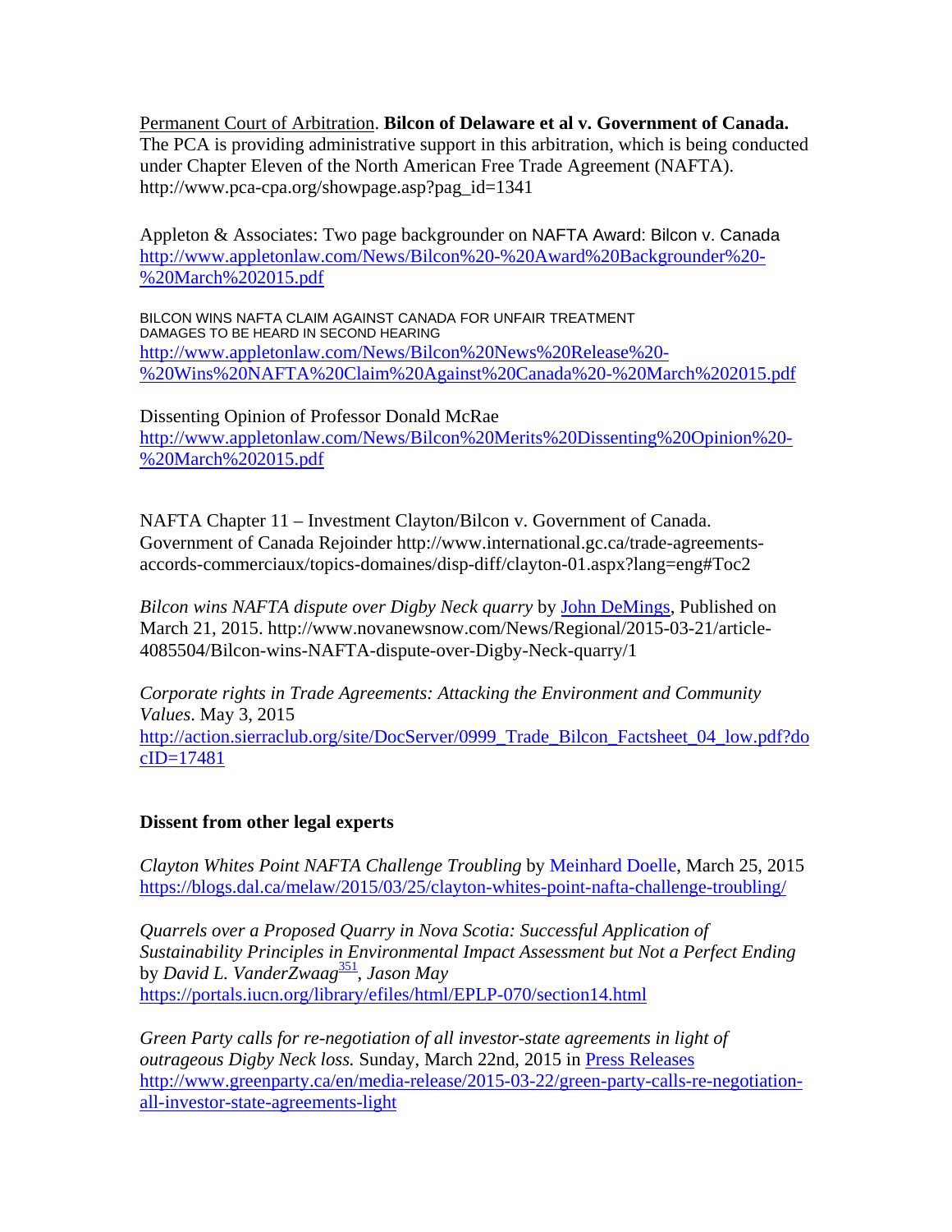Permanent Court of Arbitration. **Bilcon of Delaware et al v. Government of Canada.** The PCA is providing administrative support in this arbitration, which is being conducted under Chapter Eleven of the North American Free Trade Agreement (NAFTA). http://www.pca-cpa.org/showpage.asp?pag_id=1341

Appleton & Associates: Two page backgrounder on NAFTA Award: Bilcon v. Canada
http://www.appletonlaw.com/News/Bilcon%20-%20Award%20Backgrounder%20-%20March%202015.pdf

BILCON WINS NAFTA CLAIM AGAINST CANADA FOR UNFAIR TREATMENT
DAMAGES TO BE HEARD IN SECOND HEARING
http://www.appletonlaw.com/News/Bilcon%20News%20Release%20-%20Wins%20NAFTA%20Claim%20Against%20Canada%20-%20March%202015.pdf

Dissenting Opinion of Professor Donald McRae
http://www.appletonlaw.com/News/Bilcon%20Merits%20Dissenting%20Opinion%20-%20March%202015.pdf

NAFTA Chapter 11 – Investment Clayton/Bilcon v. Government of Canada. Government of Canada Rejoinder http://www.international.gc.ca/trade-agreements-accords-commerciaux/topics-domaines/disp-diff/clayton-01.aspx?lang=eng#Toc2

*Bilcon wins NAFTA dispute over Digby Neck quarry* by John DeMings, Published on March 21, 2015. http://www.novanewsnow.com/News/Regional/2015-03-21/article-4085504/Bilcon-wins-NAFTA-dispute-over-Digby-Neck-quarry/1

*Corporate rights in Trade Agreements: Attacking the Environment and Community Values*. May 3, 2015
http://action.sierraclub.org/site/DocServer/0999_Trade_Bilcon_Factsheet_04_low.pdf?docID=17481

**Dissent from other legal experts**

*Clayton Whites Point NAFTA Challenge Troubling* by Meinhard Doelle, March 25, 2015
https://blogs.dal.ca/melaw/2015/03/25/clayton-whites-point-nafta-challenge-troubling/

*Quarrels over a Proposed Quarry in Nova Scotia: Successful Application of Sustainability Principles in Environmental Impact Assessment but Not a Perfect Ending* by *David L. VanderZwaag*[351], *Jason May*
https://portals.iucn.org/library/efiles/html/EPLP-070/section14.html

*Green Party calls for re-negotiation of all investor-state agreements in light of outrageous Digby Neck loss.* Sunday, March 22nd, 2015 in Press Releases
http://www.greenparty.ca/en/media-release/2015-03-22/green-party-calls-re-negotiation-all-investor-state-agreements-light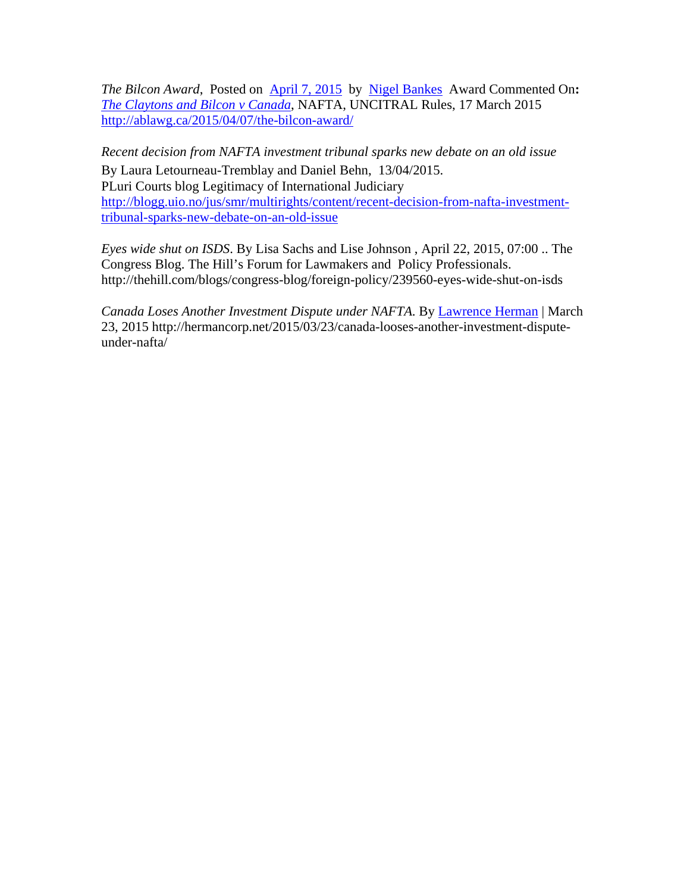*The Bilcon Award*, Posted on April 7, 2015 by Nigel Bankes Award Commented On**:** *The Claytons and Bilcon v Canada*, NAFTA, UNCITRAL Rules, 17 March 2015 http://ablawg.ca/2015/04/07/the-bilcon-award/

*Recent decision from NAFTA investment tribunal sparks new debate on an old issue* By Laura Letourneau-Tremblay and Daniel Behn, 13/04/2015. PLuri Courts blog Legitimacy of International Judiciary http://blogg.uio.no/jus/smr/multirights/content/recent-decision-from-nafta-investment-tribunal-sparks-new-debate-on-an-old-issue

*Eyes wide shut on ISDS*. By Lisa Sachs and Lise Johnson , April 22, 2015, 07:00 .. The Congress Blog. The Hill's Forum for Lawmakers and Policy Professionals. http://thehill.com/blogs/congress-blog/foreign-policy/239560-eyes-wide-shut-on-isds

*Canada Loses Another Investment Dispute under NAFTA.* By Lawrence Herman | March 23, 2015 http://hermancorp.net/2015/03/23/canada-looses-another-investment-dispute-under-nafta/